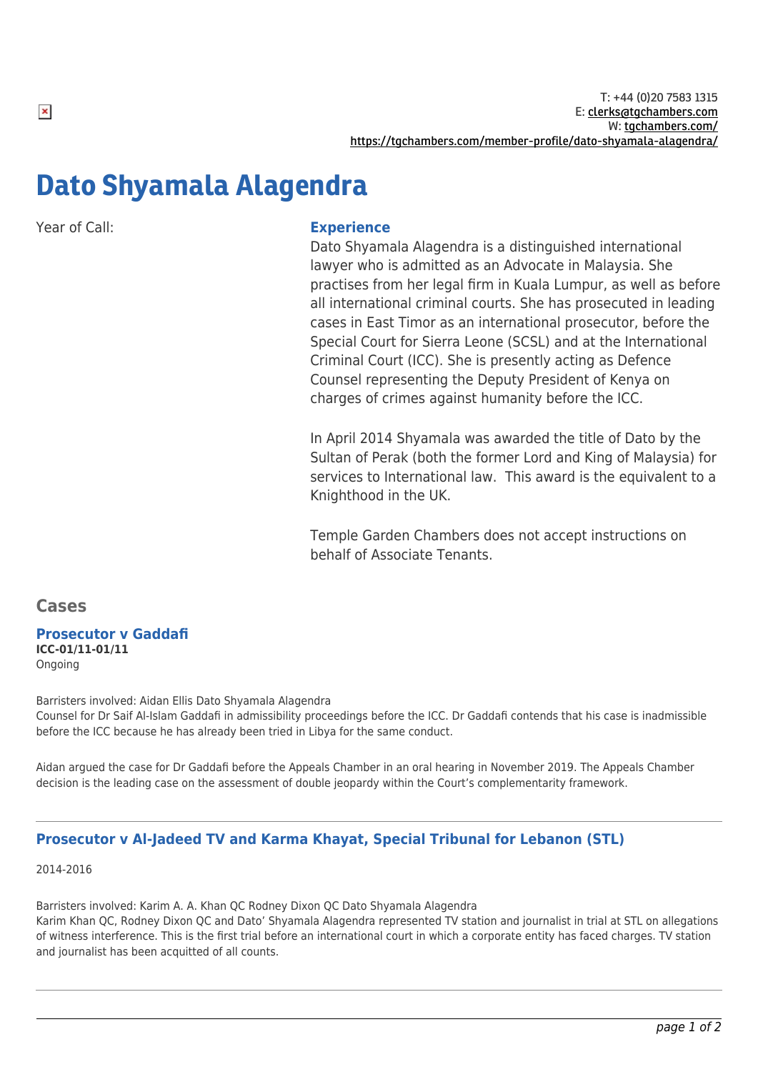T: +44 (0)20 7583 1315
E: clerks@tgchambers.com
W: tgchambers.com/
https://tgchambers.com/member-profile/dato-shyamala-alagendra/

# Dato Shyamala Alagendra

Year of Call:

## Experience

Dato Shyamala Alagendra is a distinguished international lawyer who is admitted as an Advocate in Malaysia. She practises from her legal firm in Kuala Lumpur, as well as before all international criminal courts. She has prosecuted in leading cases in East Timor as an international prosecutor, before the Special Court for Sierra Leone (SCSL) and at the International Criminal Court (ICC). She is presently acting as Defence Counsel representing the Deputy President of Kenya on charges of crimes against humanity before the ICC.

In April 2014 Shyamala was awarded the title of Dato by the Sultan of Perak (both the former Lord and King of Malaysia) for services to International law.  This award is the equivalent to a Knighthood in the UK.

Temple Garden Chambers does not accept instructions on behalf of Associate Tenants.

## Cases

### Prosecutor v Gaddafi

**ICC-01/11-01/11**
Ongoing

Barristers involved: Aidan Ellis Dato Shyamala Alagendra
Counsel for Dr Saif Al-Islam Gaddafi in admissibility proceedings before the ICC. Dr Gaddafi contends that his case is inadmissible before the ICC because he has already been tried in Libya for the same conduct.

Aidan argued the case for Dr Gaddafi before the Appeals Chamber in an oral hearing in November 2019. The Appeals Chamber decision is the leading case on the assessment of double jeopardy within the Court's complementarity framework.

---

### Prosecutor v Al-Jadeed TV and Karma Khayat, Special Tribunal for Lebanon (STL)

2014-2016

Barristers involved: Karim A. A. Khan QC Rodney Dixon QC Dato Shyamala Alagendra
Karim Khan QC, Rodney Dixon QC and Dato' Shyamala Alagendra represented TV station and journalist in trial at STL on allegations of witness interference. This is the first trial before an international court in which a corporate entity has faced charges. TV station and journalist has been acquitted of all counts.

---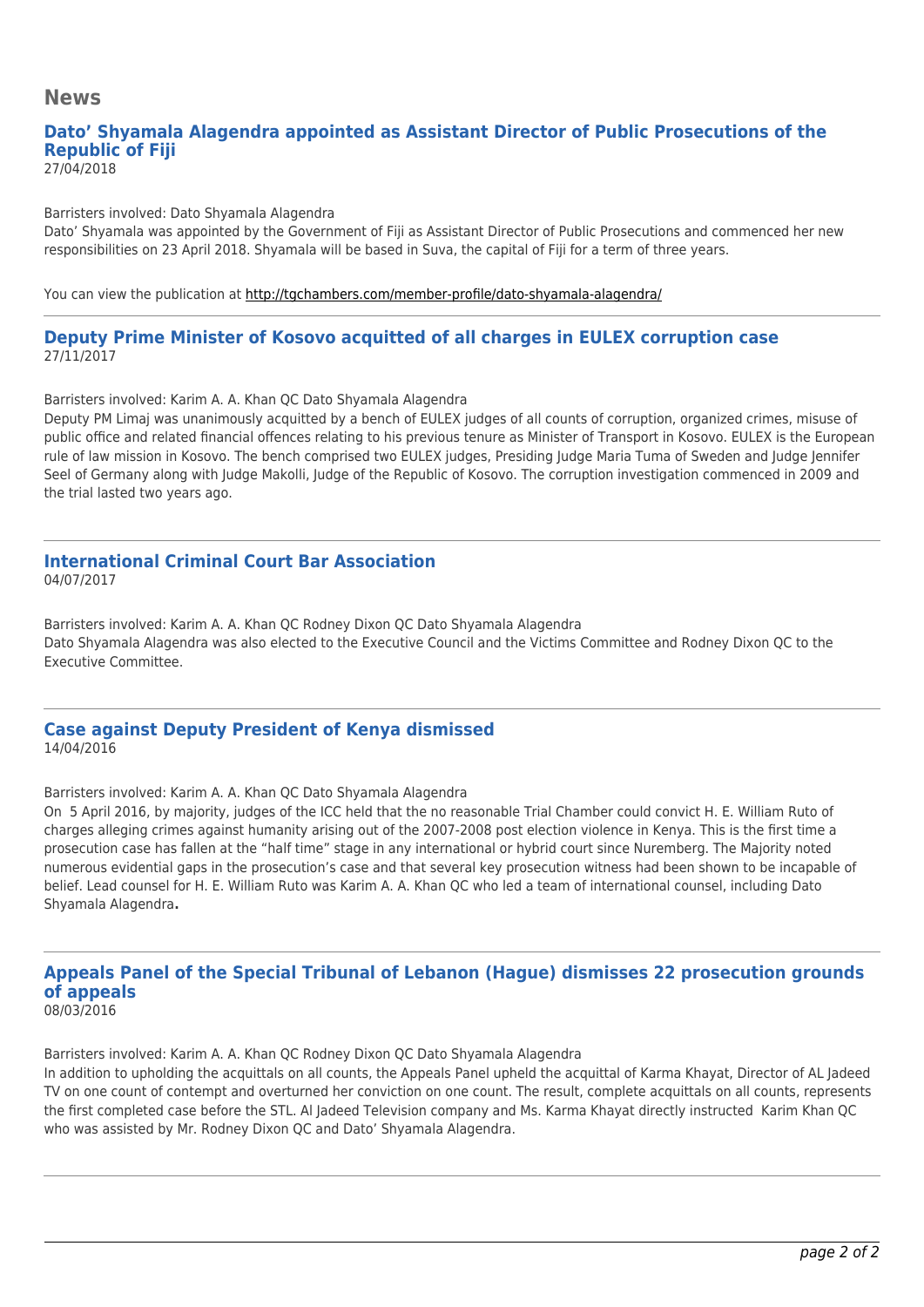# News

## Dato' Shyamala Alagendra appointed as Assistant Director of Public Prosecutions of the Republic of Fiji

27/04/2018

Barristers involved: Dato Shyamala Alagendra

Dato' Shyamala was appointed by the Government of Fiji as Assistant Director of Public Prosecutions and commenced her new responsibilities on 23 April 2018. Shyamala will be based in Suva, the capital of Fiji for a term of three years.

You can view the publication at http://tgchambers.com/member-profile/dato-shyamala-alagendra/

---

## Deputy Prime Minister of Kosovo acquitted of all charges in EULEX corruption case

27/11/2017

Barristers involved: Karim A. A. Khan QC Dato Shyamala Alagendra

Deputy PM Limaj was unanimously acquitted by a bench of EULEX judges of all counts of corruption, organized crimes, misuse of public office and related financial offences relating to his previous tenure as Minister of Transport in Kosovo. EULEX is the European rule of law mission in Kosovo. The bench comprised two EULEX judges, Presiding Judge Maria Tuma of Sweden and Judge Jennifer Seel of Germany along with Judge Makolli, Judge of the Republic of Kosovo. The corruption investigation commenced in 2009 and the trial lasted two years ago.

---

## International Criminal Court Bar Association

04/07/2017

Barristers involved: Karim A. A. Khan QC Rodney Dixon QC Dato Shyamala Alagendra

Dato Shyamala Alagendra was also elected to the Executive Council and the Victims Committee and Rodney Dixon QC to the Executive Committee.

---

## Case against Deputy President of Kenya dismissed

14/04/2016

Barristers involved: Karim A. A. Khan QC Dato Shyamala Alagendra

On 5 April 2016, by majority, judges of the ICC held that the no reasonable Trial Chamber could convict H. E. William Ruto of charges alleging crimes against humanity arising out of the 2007-2008 post election violence in Kenya. This is the first time a prosecution case has fallen at the "half time" stage in any international or hybrid court since Nuremberg. The Majority noted numerous evidential gaps in the prosecution's case and that several key prosecution witness had been shown to be incapable of belief. Lead counsel for H. E. William Ruto was Karim A. A. Khan QC who led a team of international counsel, including Dato Shyamala Alagendra**.**

---

## Appeals Panel of the Special Tribunal of Lebanon (Hague) dismisses 22 prosecution grounds of appeals

08/03/2016

Barristers involved: Karim A. A. Khan QC Rodney Dixon QC Dato Shyamala Alagendra

In addition to upholding the acquittals on all counts, the Appeals Panel upheld the acquittal of Karma Khayat, Director of AL Jadeed TV on one count of contempt and overturned her conviction on one count. The result, complete acquittals on all counts, represents the first completed case before the STL. Al Jadeed Television company and Ms. Karma Khayat directly instructed Karim Khan QC who was assisted by Mr. Rodney Dixon QC and Dato' Shyamala Alagendra.